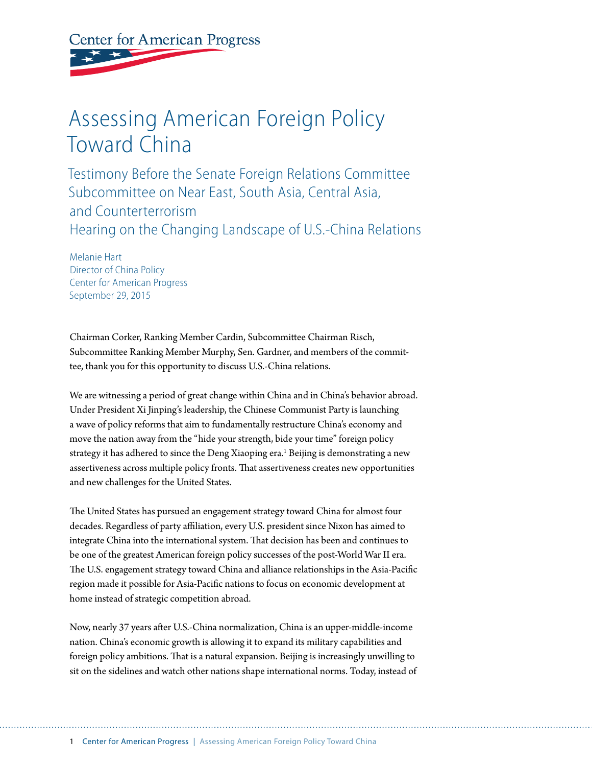Center for American Progress

# Assessing American Foreign Policy Toward China

## Testimony Before the Senate Foreign Relations Committee Subcommittee on Near East, South Asia, Central Asia, and Counterterrorism
## Hearing on the Changing Landscape of U.S.-China Relations

Melanie Hart
Director of China Policy
Center for American Progress
September 29, 2015

Chairman Corker, Ranking Member Cardin, Subcommittee Chairman Risch, Subcommittee Ranking Member Murphy, Sen. Gardner, and members of the committee, thank you for this opportunity to discuss U.S.-China relations.

We are witnessing a period of great change within China and in China's behavior abroad. Under President Xi Jinping's leadership, the Chinese Communist Party is launching a wave of policy reforms that aim to fundamentally restructure China's economy and move the nation away from the "hide your strength, bide your time" foreign policy strategy it has adhered to since the Deng Xiaoping era.[1] Beijing is demonstrating a new assertiveness across multiple policy fronts. That assertiveness creates new opportunities and new challenges for the United States.

The United States has pursued an engagement strategy toward China for almost four decades. Regardless of party affiliation, every U.S. president since Nixon has aimed to integrate China into the international system. That decision has been and continues to be one of the greatest American foreign policy successes of the post-World War II era. The U.S. engagement strategy toward China and alliance relationships in the Asia-Pacific region made it possible for Asia-Pacific nations to focus on economic development at home instead of strategic competition abroad.

Now, nearly 37 years after U.S.-China normalization, China is an upper-middle-income nation. China's economic growth is allowing it to expand its military capabilities and foreign policy ambitions. That is a natural expansion. Beijing is increasingly unwilling to sit on the sidelines and watch other nations shape international norms. Today, instead of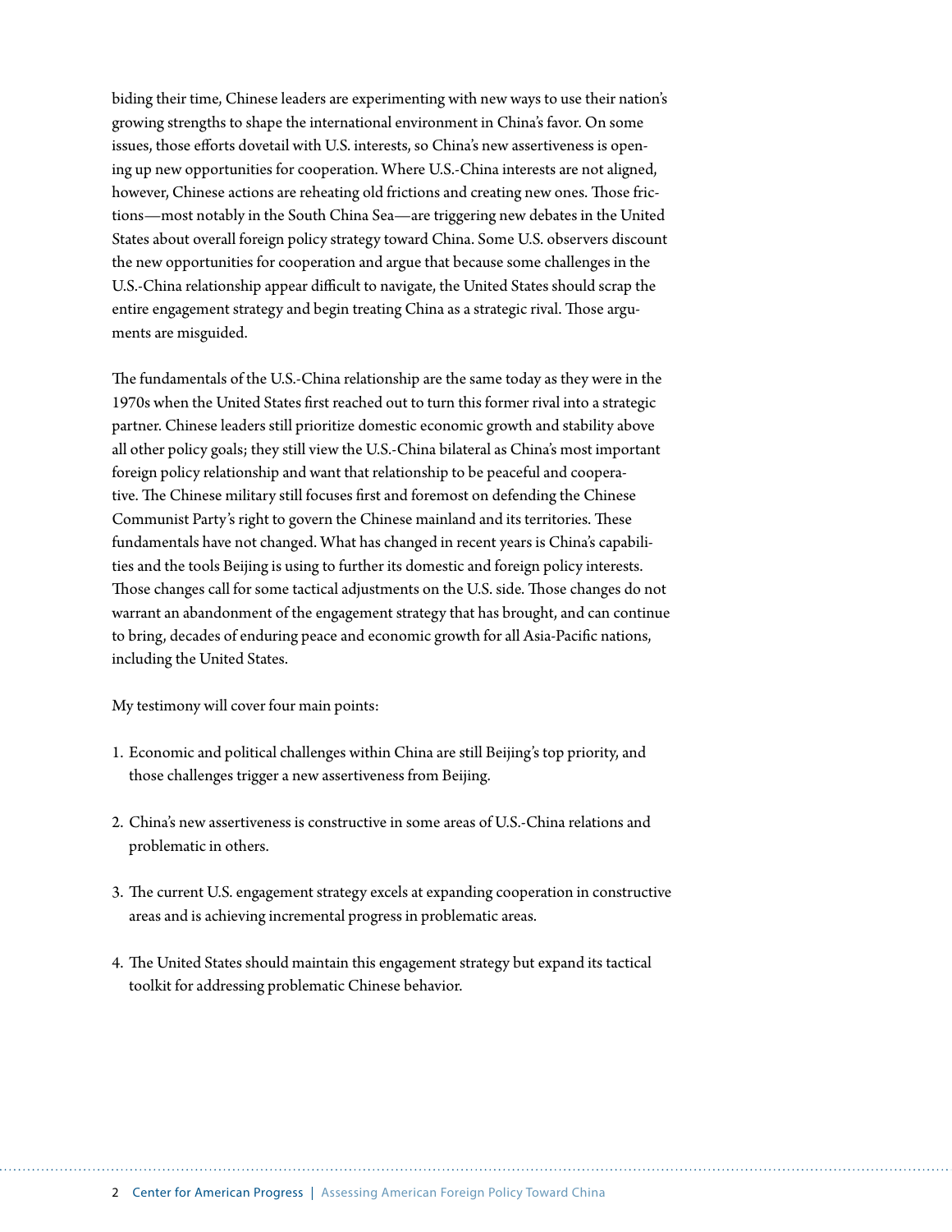biding their time, Chinese leaders are experimenting with new ways to use their nation's growing strengths to shape the international environment in China's favor. On some issues, those efforts dovetail with U.S. interests, so China's new assertiveness is opening up new opportunities for cooperation. Where U.S.-China interests are not aligned, however, Chinese actions are reheating old frictions and creating new ones. Those frictions—most notably in the South China Sea—are triggering new debates in the United States about overall foreign policy strategy toward China. Some U.S. observers discount the new opportunities for cooperation and argue that because some challenges in the U.S.-China relationship appear difficult to navigate, the United States should scrap the entire engagement strategy and begin treating China as a strategic rival. Those arguments are misguided.

The fundamentals of the U.S.-China relationship are the same today as they were in the 1970s when the United States first reached out to turn this former rival into a strategic partner. Chinese leaders still prioritize domestic economic growth and stability above all other policy goals; they still view the U.S.-China bilateral as China's most important foreign policy relationship and want that relationship to be peaceful and cooperative. The Chinese military still focuses first and foremost on defending the Chinese Communist Party's right to govern the Chinese mainland and its territories. These fundamentals have not changed. What has changed in recent years is China's capabilities and the tools Beijing is using to further its domestic and foreign policy interests. Those changes call for some tactical adjustments on the U.S. side. Those changes do not warrant an abandonment of the engagement strategy that has brought, and can continue to bring, decades of enduring peace and economic growth for all Asia-Pacific nations, including the United States.

My testimony will cover four main points:

1. Economic and political challenges within China are still Beijing's top priority, and those challenges trigger a new assertiveness from Beijing.
2. China's new assertiveness is constructive in some areas of U.S.-China relations and problematic in others.
3. The current U.S. engagement strategy excels at expanding cooperation in constructive areas and is achieving incremental progress in problematic areas.
4. The United States should maintain this engagement strategy but expand its tactical toolkit for addressing problematic Chinese behavior.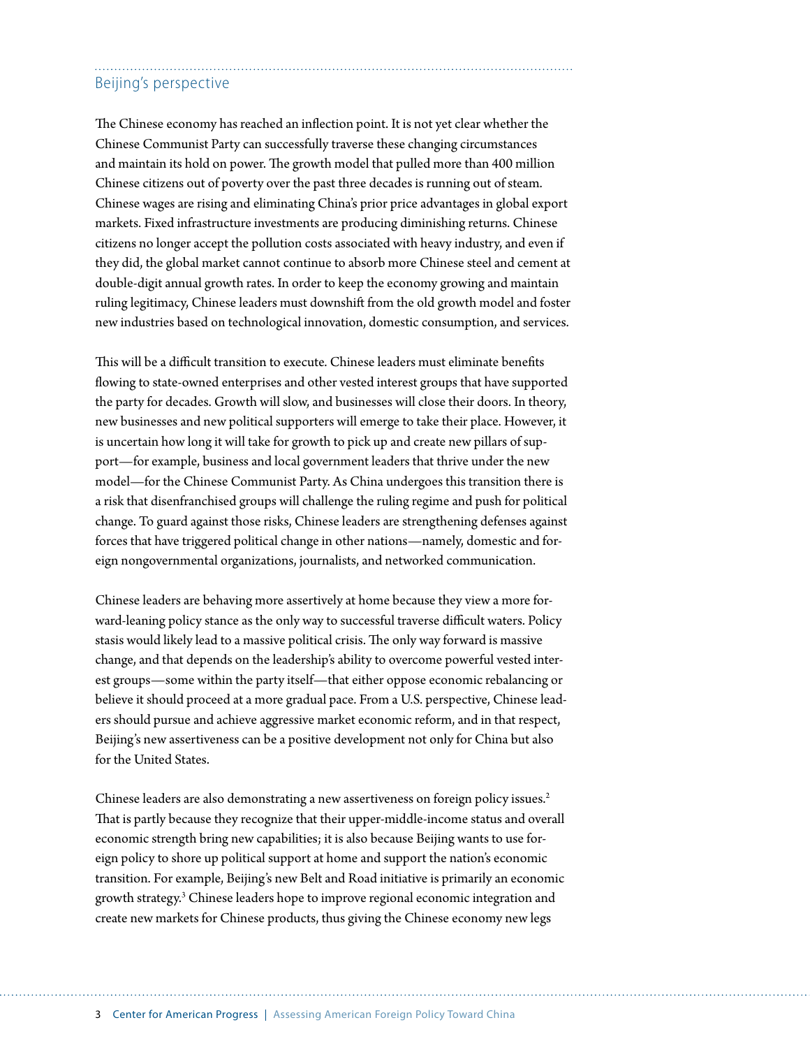## Beijing's perspective

The Chinese economy has reached an inflection point. It is not yet clear whether the Chinese Communist Party can successfully traverse these changing circumstances and maintain its hold on power. The growth model that pulled more than 400 million Chinese citizens out of poverty over the past three decades is running out of steam. Chinese wages are rising and eliminating China's prior price advantages in global export markets. Fixed infrastructure investments are producing diminishing returns. Chinese citizens no longer accept the pollution costs associated with heavy industry, and even if they did, the global market cannot continue to absorb more Chinese steel and cement at double-digit annual growth rates. In order to keep the economy growing and maintain ruling legitimacy, Chinese leaders must downshift from the old growth model and foster new industries based on technological innovation, domestic consumption, and services.

This will be a difficult transition to execute. Chinese leaders must eliminate benefits flowing to state-owned enterprises and other vested interest groups that have supported the party for decades. Growth will slow, and businesses will close their doors. In theory, new businesses and new political supporters will emerge to take their place. However, it is uncertain how long it will take for growth to pick up and create new pillars of support—for example, business and local government leaders that thrive under the new model—for the Chinese Communist Party. As China undergoes this transition there is a risk that disenfranchised groups will challenge the ruling regime and push for political change. To guard against those risks, Chinese leaders are strengthening defenses against forces that have triggered political change in other nations—namely, domestic and foreign nongovernmental organizations, journalists, and networked communication.

Chinese leaders are behaving more assertively at home because they view a more forward-leaning policy stance as the only way to successful traverse difficult waters. Policy stasis would likely lead to a massive political crisis. The only way forward is massive change, and that depends on the leadership's ability to overcome powerful vested interest groups—some within the party itself—that either oppose economic rebalancing or believe it should proceed at a more gradual pace. From a U.S. perspective, Chinese leaders should pursue and achieve aggressive market economic reform, and in that respect, Beijing's new assertiveness can be a positive development not only for China but also for the United States.

Chinese leaders are also demonstrating a new assertiveness on foreign policy issues.[2] That is partly because they recognize that their upper-middle-income status and overall economic strength bring new capabilities; it is also because Beijing wants to use foreign policy to shore up political support at home and support the nation's economic transition. For example, Beijing's new Belt and Road initiative is primarily an economic growth strategy.[3] Chinese leaders hope to improve regional economic integration and create new markets for Chinese products, thus giving the Chinese economy new legs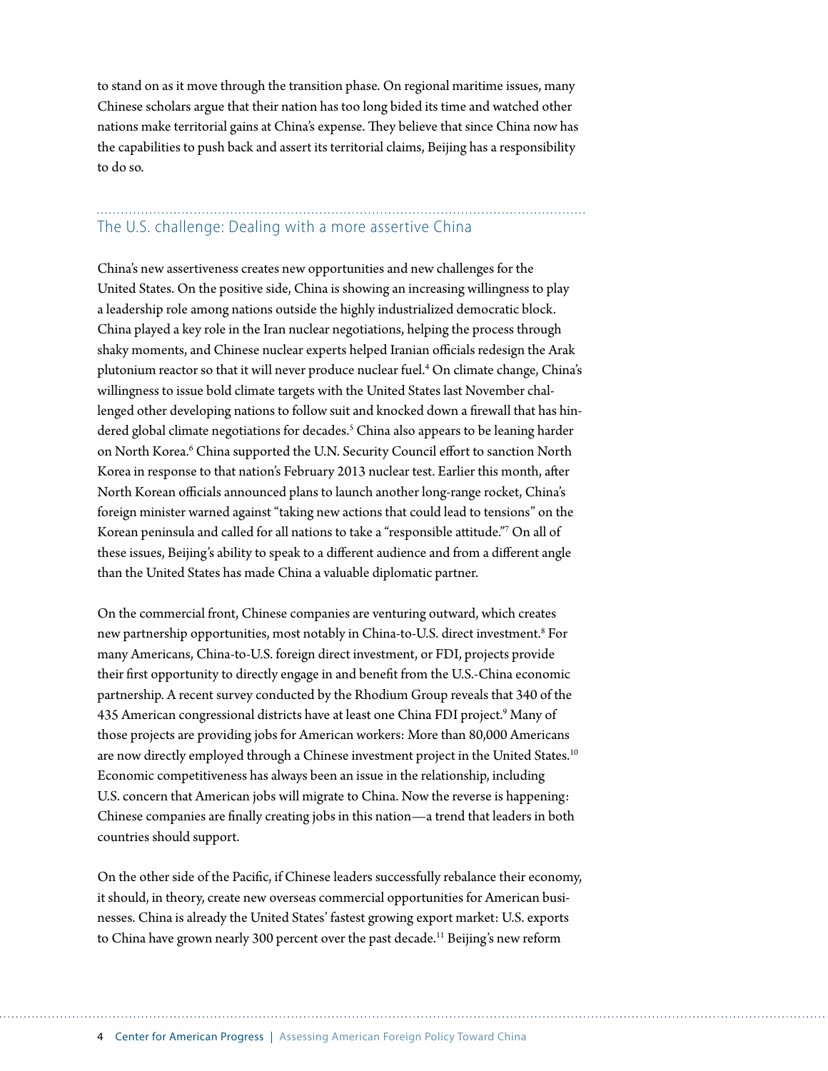to stand on as it move through the transition phase. On regional maritime issues, many Chinese scholars argue that their nation has too long bided its time and watched other nations make territorial gains at China's expense. They believe that since China now has the capabilities to push back and assert its territorial claims, Beijing has a responsibility to do so.

## The U.S. challenge: Dealing with a more assertive China

China's new assertiveness creates new opportunities and new challenges for the United States. On the positive side, China is showing an increasing willingness to play a leadership role among nations outside the highly industrialized democratic block. China played a key role in the Iran nuclear negotiations, helping the process through shaky moments, and Chinese nuclear experts helped Iranian officials redesign the Arak plutonium reactor so that it will never produce nuclear fuel.[4] On climate change, China's willingness to issue bold climate targets with the United States last November challenged other developing nations to follow suit and knocked down a firewall that has hindered global climate negotiations for decades.[5] China also appears to be leaning harder on North Korea.[6] China supported the U.N. Security Council effort to sanction North Korea in response to that nation's February 2013 nuclear test. Earlier this month, after North Korean officials announced plans to launch another long-range rocket, China's foreign minister warned against "taking new actions that could lead to tensions" on the Korean peninsula and called for all nations to take a "responsible attitude."[7] On all of these issues, Beijing's ability to speak to a different audience and from a different angle than the United States has made China a valuable diplomatic partner.

On the commercial front, Chinese companies are venturing outward, which creates new partnership opportunities, most notably in China-to-U.S. direct investment.[8] For many Americans, China-to-U.S. foreign direct investment, or FDI, projects provide their first opportunity to directly engage in and benefit from the U.S.-China economic partnership. A recent survey conducted by the Rhodium Group reveals that 340 of the 435 American congressional districts have at least one China FDI project.[9] Many of those projects are providing jobs for American workers: More than 80,000 Americans are now directly employed through a Chinese investment project in the United States.[10] Economic competitiveness has always been an issue in the relationship, including U.S. concern that American jobs will migrate to China. Now the reverse is happening: Chinese companies are finally creating jobs in this nation—a trend that leaders in both countries should support.

On the other side of the Pacific, if Chinese leaders successfully rebalance their economy, it should, in theory, create new overseas commercial opportunities for American businesses. China is already the United States' fastest growing export market: U.S. exports to China have grown nearly 300 percent over the past decade.[11] Beijing's new reform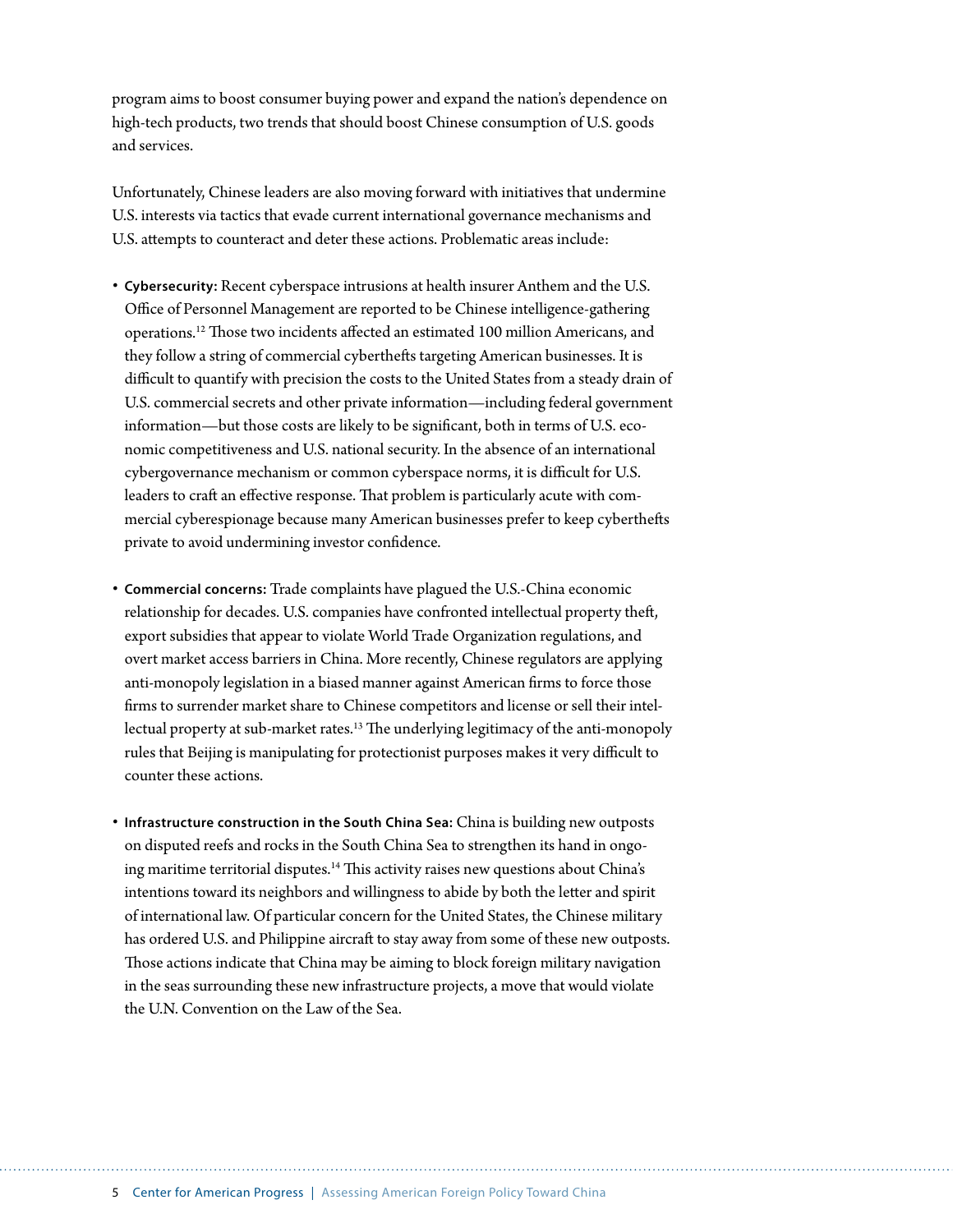program aims to boost consumer buying power and expand the nation's dependence on high-tech products, two trends that should boost Chinese consumption of U.S. goods and services.

Unfortunately, Chinese leaders are also moving forward with initiatives that undermine U.S. interests via tactics that evade current international governance mechanisms and U.S. attempts to counteract and deter these actions. Problematic areas include:

- **Cybersecurity:** Recent cyberspace intrusions at health insurer Anthem and the U.S. Office of Personnel Management are reported to be Chinese intelligence-gathering operations.[12] Those two incidents affected an estimated 100 million Americans, and they follow a string of commercial cyberthefts targeting American businesses. It is difficult to quantify with precision the costs to the United States from a steady drain of U.S. commercial secrets and other private information—including federal government information—but those costs are likely to be significant, both in terms of U.S. economic competitiveness and U.S. national security. In the absence of an international cybergovernance mechanism or common cyberspace norms, it is difficult for U.S. leaders to craft an effective response. That problem is particularly acute with commercial cyberespionage because many American businesses prefer to keep cyberthefts private to avoid undermining investor confidence.

- **Commercial concerns:** Trade complaints have plagued the U.S.-China economic relationship for decades. U.S. companies have confronted intellectual property theft, export subsidies that appear to violate World Trade Organization regulations, and overt market access barriers in China. More recently, Chinese regulators are applying anti-monopoly legislation in a biased manner against American firms to force those firms to surrender market share to Chinese competitors and license or sell their intellectual property at sub-market rates.[13] The underlying legitimacy of the anti-monopoly rules that Beijing is manipulating for protectionist purposes makes it very difficult to counter these actions.

- **Infrastructure construction in the South China Sea:** China is building new outposts on disputed reefs and rocks in the South China Sea to strengthen its hand in ongoing maritime territorial disputes.[14] This activity raises new questions about China's intentions toward its neighbors and willingness to abide by both the letter and spirit of international law. Of particular concern for the United States, the Chinese military has ordered U.S. and Philippine aircraft to stay away from some of these new outposts. Those actions indicate that China may be aiming to block foreign military navigation in the seas surrounding these new infrastructure projects, a move that would violate the U.N. Convention on the Law of the Sea.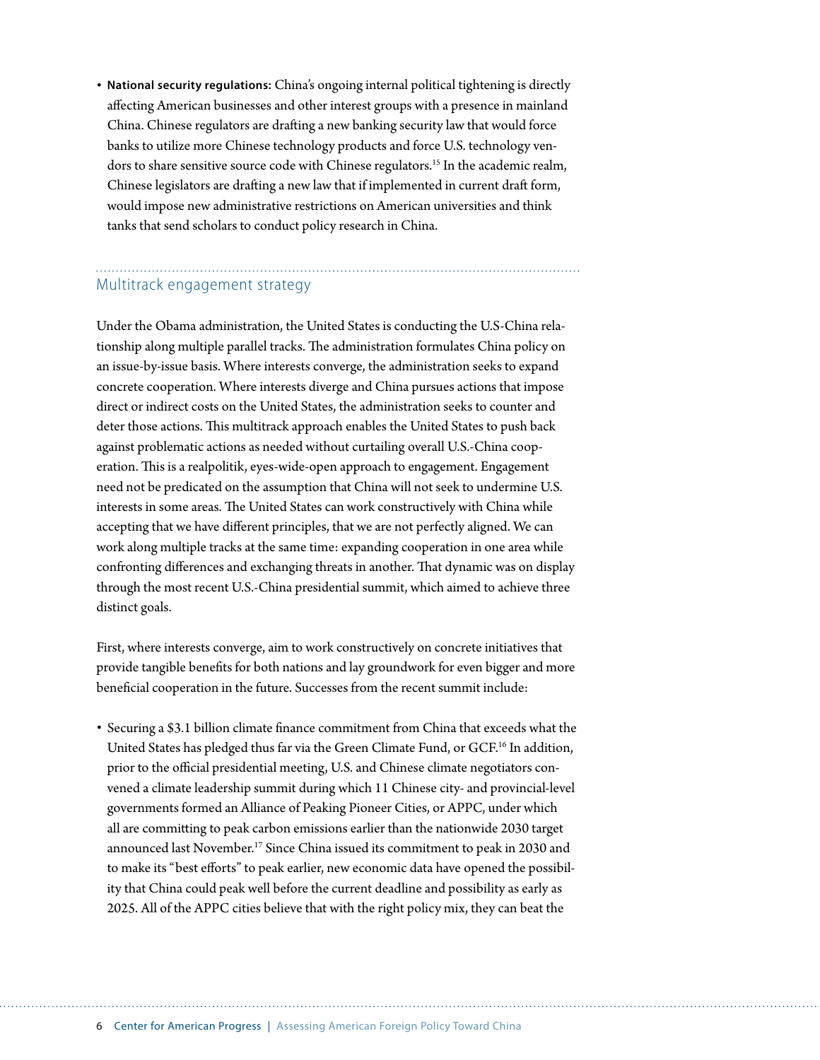- **National security regulations:** China's ongoing internal political tightening is directly affecting American businesses and other interest groups with a presence in mainland China. Chinese regulators are drafting a new banking security law that would force banks to utilize more Chinese technology products and force U.S. technology vendors to share sensitive source code with Chinese regulators.[15] In the academic realm, Chinese legislators are drafting a new law that if implemented in current draft form, would impose new administrative restrictions on American universities and think tanks that send scholars to conduct policy research in China.

## Multitrack engagement strategy

Under the Obama administration, the United States is conducting the U.S-China relationship along multiple parallel tracks. The administration formulates China policy on an issue-by-issue basis. Where interests converge, the administration seeks to expand concrete cooperation. Where interests diverge and China pursues actions that impose direct or indirect costs on the United States, the administration seeks to counter and deter those actions. This multitrack approach enables the United States to push back against problematic actions as needed without curtailing overall U.S.-China cooperation. This is a realpolitik, eyes-wide-open approach to engagement. Engagement need not be predicated on the assumption that China will not seek to undermine U.S. interests in some areas. The United States can work constructively with China while accepting that we have different principles, that we are not perfectly aligned. We can work along multiple tracks at the same time: expanding cooperation in one area while confronting differences and exchanging threats in another. That dynamic was on display through the most recent U.S.-China presidential summit, which aimed to achieve three distinct goals.

First, where interests converge, aim to work constructively on concrete initiatives that provide tangible benefits for both nations and lay groundwork for even bigger and more beneficial cooperation in the future. Successes from the recent summit include:

- Securing a $3.1 billion climate finance commitment from China that exceeds what the United States has pledged thus far via the Green Climate Fund, or GCF.[16] In addition, prior to the official presidential meeting, U.S. and Chinese climate negotiators convened a climate leadership summit during which 11 Chinese city- and provincial-level governments formed an Alliance of Peaking Pioneer Cities, or APPC, under which all are committing to peak carbon emissions earlier than the nationwide 2030 target announced last November.[17] Since China issued its commitment to peak in 2030 and to make its "best efforts" to peak earlier, new economic data have opened the possibility that China could peak well before the current deadline and possibility as early as 2025. All of the APPC cities believe that with the right policy mix, they can beat the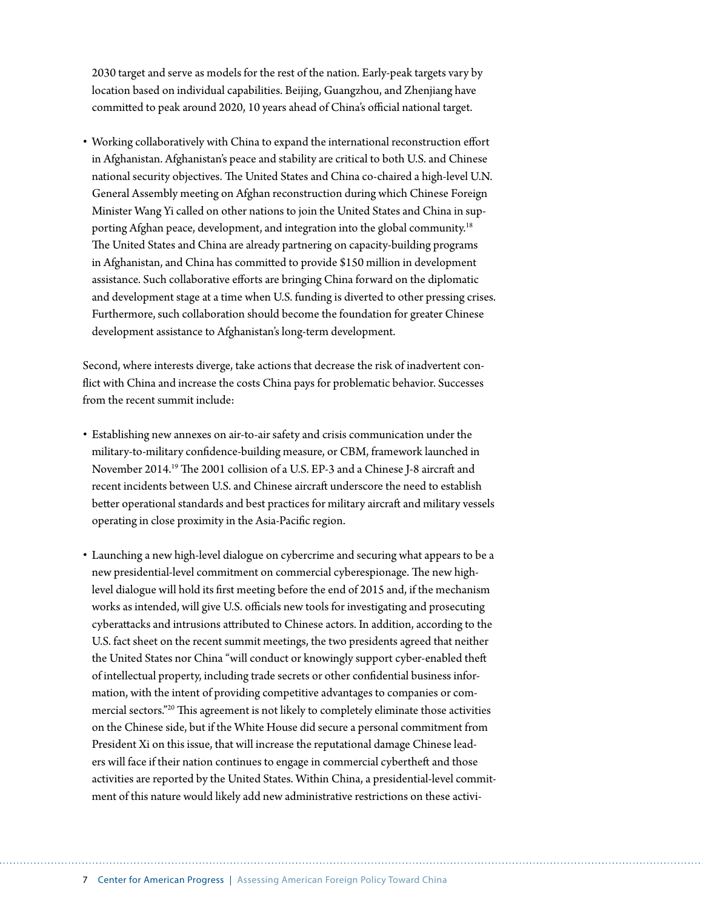2030 target and serve as models for the rest of the nation. Early-peak targets vary by location based on individual capabilities. Beijing, Guangzhou, and Zhenjiang have committed to peak around 2020, 10 years ahead of China's official national target.

- Working collaboratively with China to expand the international reconstruction effort in Afghanistan. Afghanistan's peace and stability are critical to both U.S. and Chinese national security objectives. The United States and China co-chaired a high-level U.N. General Assembly meeting on Afghan reconstruction during which Chinese Foreign Minister Wang Yi called on other nations to join the United States and China in supporting Afghan peace, development, and integration into the global community.[18] The United States and China are already partnering on capacity-building programs in Afghanistan, and China has committed to provide $150 million in development assistance. Such collaborative efforts are bringing China forward on the diplomatic and development stage at a time when U.S. funding is diverted to other pressing crises. Furthermore, such collaboration should become the foundation for greater Chinese development assistance to Afghanistan's long-term development.

Second, where interests diverge, take actions that decrease the risk of inadvertent conflict with China and increase the costs China pays for problematic behavior. Successes from the recent summit include:

- Establishing new annexes on air-to-air safety and crisis communication under the military-to-military confidence-building measure, or CBM, framework launched in November 2014.[19] The 2001 collision of a U.S. EP-3 and a Chinese J-8 aircraft and recent incidents between U.S. and Chinese aircraft underscore the need to establish better operational standards and best practices for military aircraft and military vessels operating in close proximity in the Asia-Pacific region.
- Launching a new high-level dialogue on cybercrime and securing what appears to be a new presidential-level commitment on commercial cyberespionage. The new high-level dialogue will hold its first meeting before the end of 2015 and, if the mechanism works as intended, will give U.S. officials new tools for investigating and prosecuting cyberattacks and intrusions attributed to Chinese actors. In addition, according to the U.S. fact sheet on the recent summit meetings, the two presidents agreed that neither the United States nor China "will conduct or knowingly support cyber-enabled theft of intellectual property, including trade secrets or other confidential business information, with the intent of providing competitive advantages to companies or commercial sectors."[20] This agreement is not likely to completely eliminate those activities on the Chinese side, but if the White House did secure a personal commitment from President Xi on this issue, that will increase the reputational damage Chinese leaders will face if their nation continues to engage in commercial cybertheft and those activities are reported by the United States. Within China, a presidential-level commitment of this nature would likely add new administrative restrictions on these activi-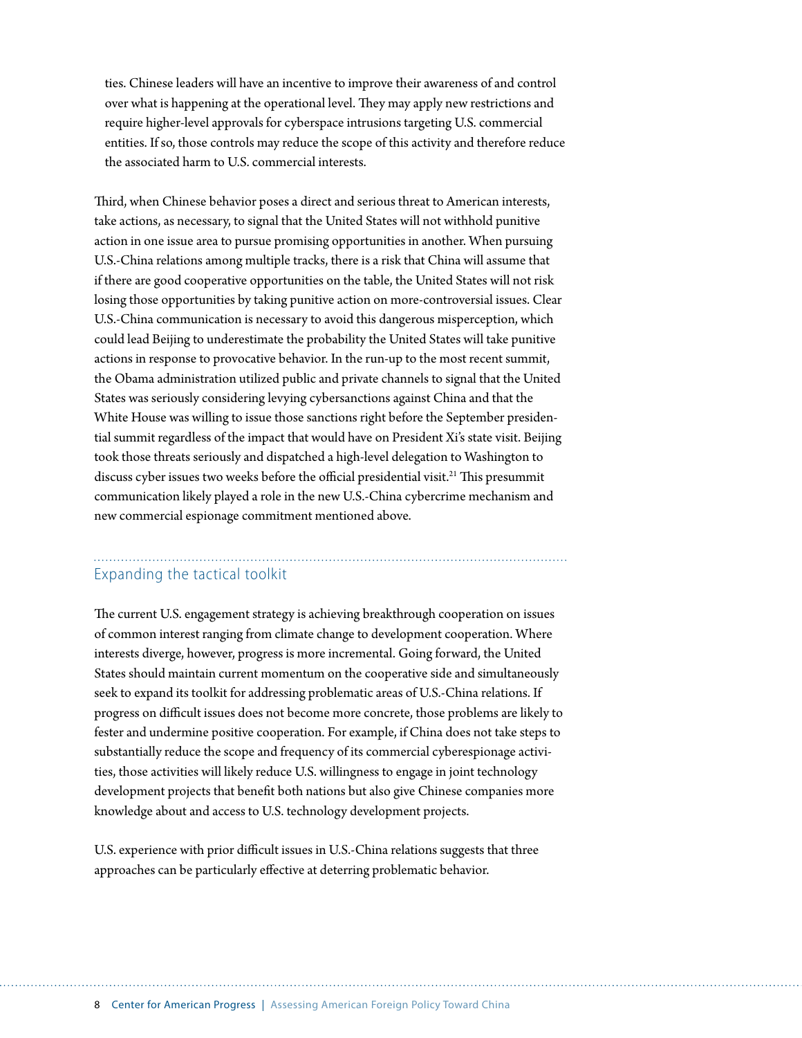ties. Chinese leaders will have an incentive to improve their awareness of and control over what is happening at the operational level. They may apply new restrictions and require higher-level approvals for cyberspace intrusions targeting U.S. commercial entities. If so, those controls may reduce the scope of this activity and therefore reduce the associated harm to U.S. commercial interests.

Third, when Chinese behavior poses a direct and serious threat to American interests, take actions, as necessary, to signal that the United States will not withhold punitive action in one issue area to pursue promising opportunities in another. When pursuing U.S.-China relations among multiple tracks, there is a risk that China will assume that if there are good cooperative opportunities on the table, the United States will not risk losing those opportunities by taking punitive action on more-controversial issues. Clear U.S.-China communication is necessary to avoid this dangerous misperception, which could lead Beijing to underestimate the probability the United States will take punitive actions in response to provocative behavior. In the run-up to the most recent summit, the Obama administration utilized public and private channels to signal that the United States was seriously considering levying cybersanctions against China and that the White House was willing to issue those sanctions right before the September presidential summit regardless of the impact that would have on President Xi's state visit. Beijing took those threats seriously and dispatched a high-level delegation to Washington to discuss cyber issues two weeks before the official presidential visit.[21] This presummit communication likely played a role in the new U.S.-China cybercrime mechanism and new commercial espionage commitment mentioned above.

## Expanding the tactical toolkit

The current U.S. engagement strategy is achieving breakthrough cooperation on issues of common interest ranging from climate change to development cooperation. Where interests diverge, however, progress is more incremental. Going forward, the United States should maintain current momentum on the cooperative side and simultaneously seek to expand its toolkit for addressing problematic areas of U.S.-China relations. If progress on difficult issues does not become more concrete, those problems are likely to fester and undermine positive cooperation. For example, if China does not take steps to substantially reduce the scope and frequency of its commercial cyberespionage activities, those activities will likely reduce U.S. willingness to engage in joint technology development projects that benefit both nations but also give Chinese companies more knowledge about and access to U.S. technology development projects.

U.S. experience with prior difficult issues in U.S.-China relations suggests that three approaches can be particularly effective at deterring problematic behavior.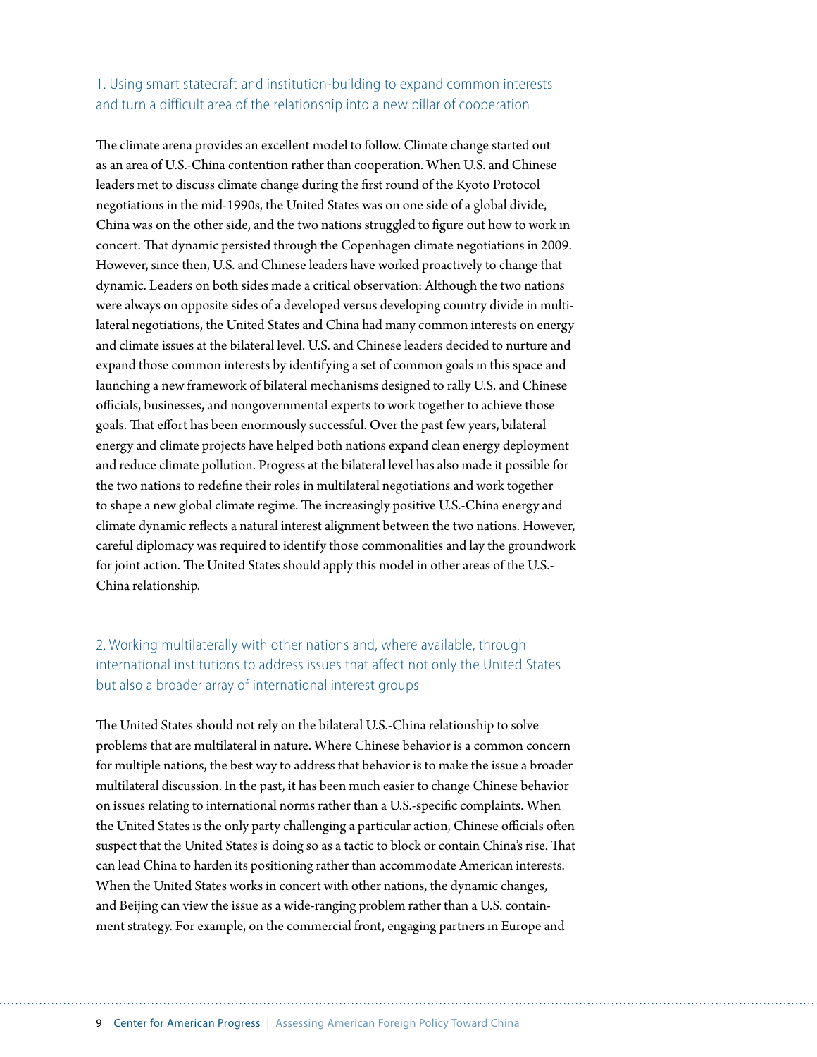### 1. Using smart statecraft and institution-building to expand common interests and turn a difficult area of the relationship into a new pillar of cooperation

The climate arena provides an excellent model to follow. Climate change started out as an area of U.S.-China contention rather than cooperation. When U.S. and Chinese leaders met to discuss climate change during the first round of the Kyoto Protocol negotiations in the mid-1990s, the United States was on one side of a global divide, China was on the other side, and the two nations struggled to figure out how to work in concert. That dynamic persisted through the Copenhagen climate negotiations in 2009. However, since then, U.S. and Chinese leaders have worked proactively to change that dynamic. Leaders on both sides made a critical observation: Although the two nations were always on opposite sides of a developed versus developing country divide in multilateral negotiations, the United States and China had many common interests on energy and climate issues at the bilateral level. U.S. and Chinese leaders decided to nurture and expand those common interests by identifying a set of common goals in this space and launching a new framework of bilateral mechanisms designed to rally U.S. and Chinese officials, businesses, and nongovernmental experts to work together to achieve those goals. That effort has been enormously successful. Over the past few years, bilateral energy and climate projects have helped both nations expand clean energy deployment and reduce climate pollution. Progress at the bilateral level has also made it possible for the two nations to redefine their roles in multilateral negotiations and work together to shape a new global climate regime. The increasingly positive U.S.-China energy and climate dynamic reflects a natural interest alignment between the two nations. However, careful diplomacy was required to identify those commonalities and lay the groundwork for joint action. The United States should apply this model in other areas of the U.S.-China relationship.

### 2. Working multilaterally with other nations and, where available, through international institutions to address issues that affect not only the United States but also a broader array of international interest groups

The United States should not rely on the bilateral U.S.-China relationship to solve problems that are multilateral in nature. Where Chinese behavior is a common concern for multiple nations, the best way to address that behavior is to make the issue a broader multilateral discussion. In the past, it has been much easier to change Chinese behavior on issues relating to international norms rather than a U.S.-specific complaints. When the United States is the only party challenging a particular action, Chinese officials often suspect that the United States is doing so as a tactic to block or contain China's rise. That can lead China to harden its positioning rather than accommodate American interests. When the United States works in concert with other nations, the dynamic changes, and Beijing can view the issue as a wide-ranging problem rather than a U.S. containment strategy. For example, on the commercial front, engaging partners in Europe and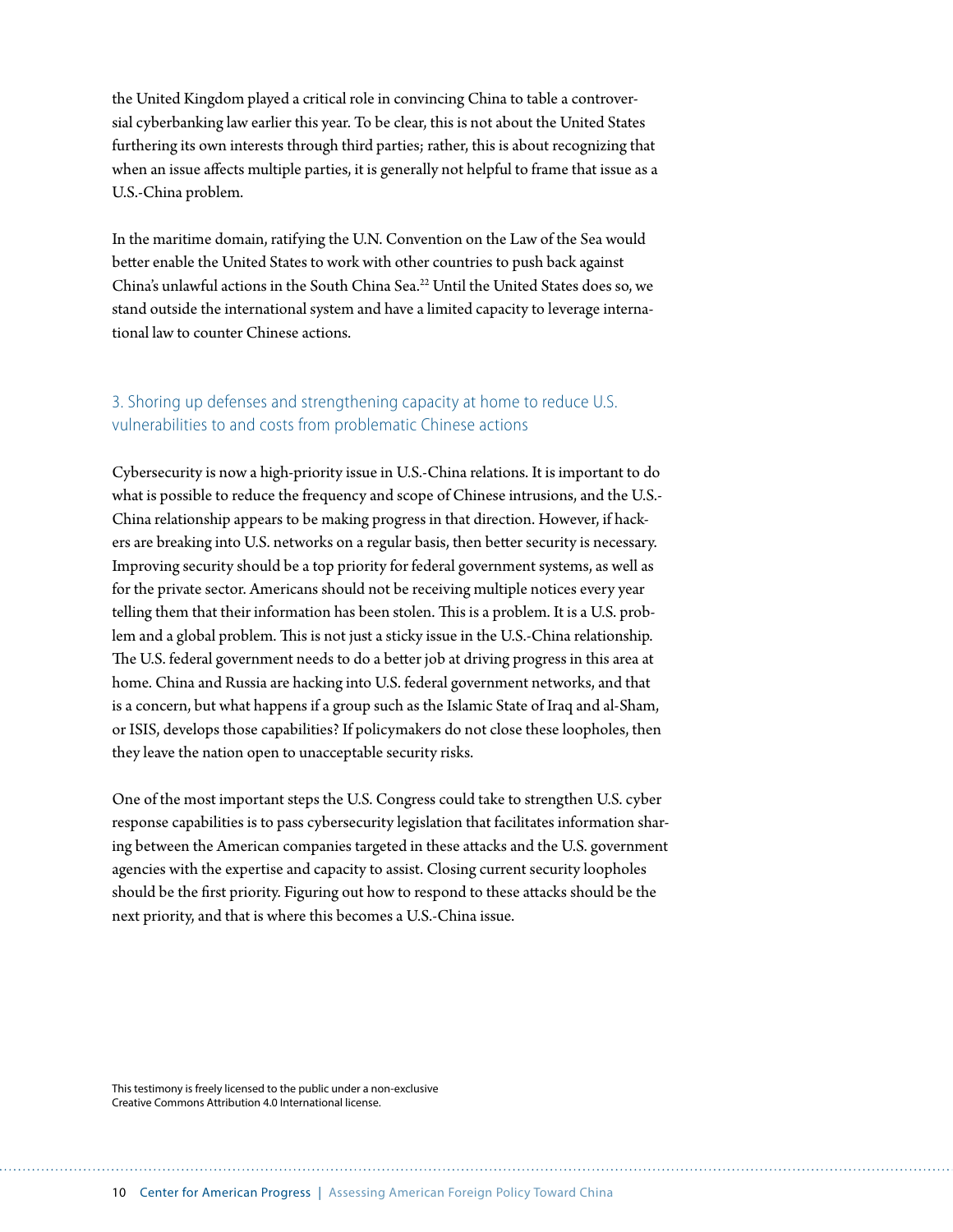the United Kingdom played a critical role in convincing China to table a controversial cyberbanking law earlier this year. To be clear, this is not about the United States furthering its own interests through third parties; rather, this is about recognizing that when an issue affects multiple parties, it is generally not helpful to frame that issue as a U.S.-China problem.

In the maritime domain, ratifying the U.N. Convention on the Law of the Sea would better enable the United States to work with other countries to push back against China's unlawful actions in the South China Sea.[22] Until the United States does so, we stand outside the international system and have a limited capacity to leverage international law to counter Chinese actions.

### 3. Shoring up defenses and strengthening capacity at home to reduce U.S. vulnerabilities to and costs from problematic Chinese actions

Cybersecurity is now a high-priority issue in U.S.-China relations. It is important to do what is possible to reduce the frequency and scope of Chinese intrusions, and the U.S.-China relationship appears to be making progress in that direction. However, if hackers are breaking into U.S. networks on a regular basis, then better security is necessary. Improving security should be a top priority for federal government systems, as well as for the private sector. Americans should not be receiving multiple notices every year telling them that their information has been stolen. This is a problem. It is a U.S. problem and a global problem. This is not just a sticky issue in the U.S.-China relationship. The U.S. federal government needs to do a better job at driving progress in this area at home. China and Russia are hacking into U.S. federal government networks, and that is a concern, but what happens if a group such as the Islamic State of Iraq and al-Sham, or ISIS, develops those capabilities? If policymakers do not close these loopholes, then they leave the nation open to unacceptable security risks.

One of the most important steps the U.S. Congress could take to strengthen U.S. cyber response capabilities is to pass cybersecurity legislation that facilitates information sharing between the American companies targeted in these attacks and the U.S. government agencies with the expertise and capacity to assist. Closing current security loopholes should be the first priority. Figuring out how to respond to these attacks should be the next priority, and that is where this becomes a U.S.-China issue.

This testimony is freely licensed to the public under a non-exclusive Creative Commons Attribution 4.0 International license.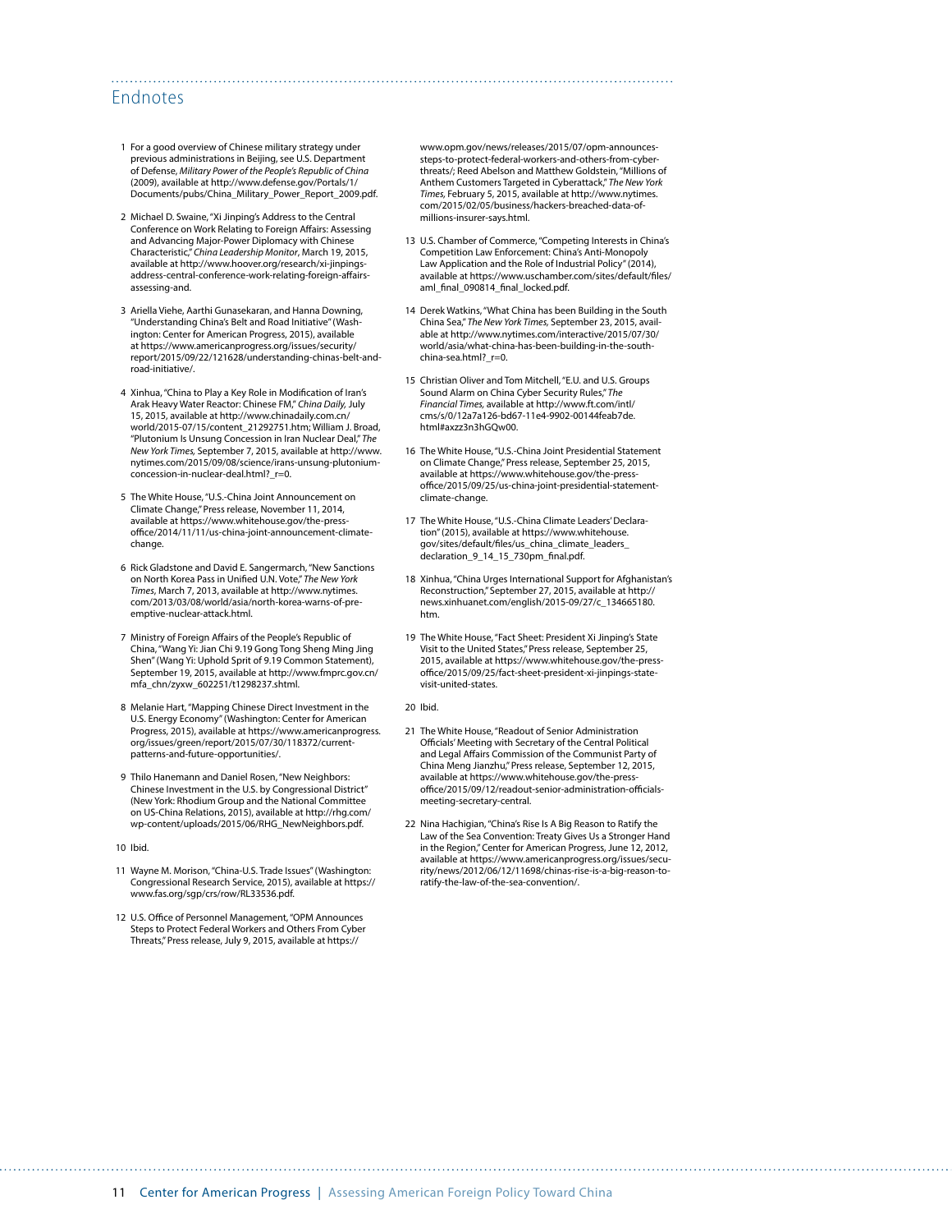# Endnotes

1. For a good overview of Chinese military strategy under previous administrations in Beijing, see U.S. Department of Defense, *Military Power of the People's Republic of China* (2009), available at http://www.defense.gov/Portals/1/Documents/pubs/China_Military_Power_Report_2009.pdf.

2. Michael D. Swaine, "Xi Jinping's Address to the Central Conference on Work Relating to Foreign Affairs: Assessing and Advancing Major-Power Diplomacy with Chinese Characteristic," *China Leadership Monitor*, March 19, 2015, available at http://www.hoover.org/research/xi-jinpings-address-central-conference-work-relating-foreign-affairs-assessing-and.

3. Ariella Viehe, Aarthi Gunasekaran, and Hanna Downing, "Understanding China's Belt and Road Initiative" (Washington: Center for American Progress, 2015), available at https://www.americanprogress.org/issues/security/report/2015/09/22/121628/understanding-chinas-belt-and-road-initiative/.

4. Xinhua, "China to Play a Key Role in Modification of Iran's Arak Heavy Water Reactor: Chinese FM," *China Daily*, July 15, 2015, available at http://www.chinadaily.com.cn/world/2015-07/15/content_21292751.htm; William J. Broad, "Plutonium Is Unsung Concession in Iran Nuclear Deal," *The New York Times*, September 7, 2015, available at http://www.nytimes.com/2015/09/08/science/irans-unsung-plutonium-concession-in-nuclear-deal.html?_r=0.

5. The White House, "U.S.-China Joint Announcement on Climate Change," Press release, November 11, 2014, available at https://www.whitehouse.gov/the-press-office/2014/11/11/us-china-joint-announcement-climate-change.

6. Rick Gladstone and David E. Sangermarch, "New Sanctions on North Korea Pass in Unified U.N. Vote," *The New York Times*, March 7, 2013, available at http://www.nytimes.com/2013/03/08/world/asia/north-korea-warns-of-pre-emptive-nuclear-attack.html.

7. Ministry of Foreign Affairs of the People's Republic of China, "Wang Yi: Jian Chi 9.19 Gong Tong Sheng Ming Jing Shen" (Wang Yi: Uphold Sprit of 9.19 Common Statement), September 19, 2015, available at http://www.fmprc.gov.cn/mfa_chn/zyxw_602251/t1298237.shtml.

8. Melanie Hart, "Mapping Chinese Direct Investment in the U.S. Energy Economy" (Washington: Center for American Progress, 2015), available at https://www.americanprogress.org/issues/green/report/2015/07/30/118372/current-patterns-and-future-opportunities/.

9. Thilo Hanemann and Daniel Rosen, "New Neighbors: Chinese Investment in the U.S. by Congressional District" (New York: Rhodium Group and the National Committee on US-China Relations, 2015), available at http://rhg.com/wp-content/uploads/2015/06/RHG_NewNeighbors.pdf.

10. Ibid.

11. Wayne M. Morison, "China-U.S. Trade Issues" (Washington: Congressional Research Service, 2015), available at https://www.fas.org/sgp/crs/row/RL33536.pdf.

12. U.S. Office of Personnel Management, "OPM Announces Steps to Protect Federal Workers and Others From Cyber Threats," Press release, July 9, 2015, available at https://www.opm.gov/news/releases/2015/07/opm-announces-steps-to-protect-federal-workers-and-others-from-cyber-threats/; Reed Abelson and Matthew Goldstein, "Millions of Anthem Customers Targeted in Cyberattack," *The New York Times*, February 5, 2015, available at http://www.nytimes.com/2015/02/05/business/hackers-breached-data-of-millions-insurer-says.html.

13. U.S. Chamber of Commerce, "Competing Interests in China's Competition Law Enforcement: China's Anti-Monopoly Law Application and the Role of Industrial Policy" (2014), available at https://www.uschamber.com/sites/default/files/aml_final_090814_final_locked.pdf.

14. Derek Watkins, "What China has been Building in the South China Sea," *The New York Times*, September 23, 2015, available at http://www.nytimes.com/interactive/2015/07/30/world/asia/what-china-has-been-building-in-the-south-china-sea.html?_r=0.

15. Christian Oliver and Tom Mitchell, "E.U. and U.S. Groups Sound Alarm on China Cyber Security Rules," *The Financial Times*, available at http://www.ft.com/intl/cms/s/0/12a7a126-bd67-11e4-9902-00144feab7de.html#axzz3n3hGQw00.

16. The White House, "U.S.-China Joint Presidential Statement on Climate Change," Press release, September 25, 2015, available at https://www.whitehouse.gov/the-press-office/2015/09/25/us-china-joint-presidential-statement-climate-change.

17. The White House, "U.S.-China Climate Leaders' Declaration" (2015), available at https://www.whitehouse.gov/sites/default/files/us_china_climate_leaders_declaration_9_14_15_730pm_final.pdf.

18. Xinhua, "China Urges International Support for Afghanistan's Reconstruction," September 27, 2015, available at http://news.xinhuanet.com/english/2015-09/27/c_134665180.htm.

19. The White House, "Fact Sheet: President Xi Jinping's State Visit to the United States," Press release, September 25, 2015, available at https://www.whitehouse.gov/the-press-office/2015/09/25/fact-sheet-president-xi-jinpings-state-visit-united-states.

20. Ibid.

21. The White House, "Readout of Senior Administration Officials' Meeting with Secretary of the Central Political and Legal Affairs Commission of the Communist Party of China Meng Jianzhu," Press release, September 12, 2015, available at https://www.whitehouse.gov/the-press-office/2015/09/12/readout-senior-administration-officials-meeting-secretary-central.

22. Nina Hachigian, "China's Rise Is A Big Reason to Ratify the Law of the Sea Convention: Treaty Gives Us a Stronger Hand in the Region," Center for American Progress, June 12, 2012, available at https://www.americanprogress.org/issues/security/news/2012/06/12/11698/chinas-rise-is-a-big-reason-to-ratify-the-law-of-the-sea-convention/.